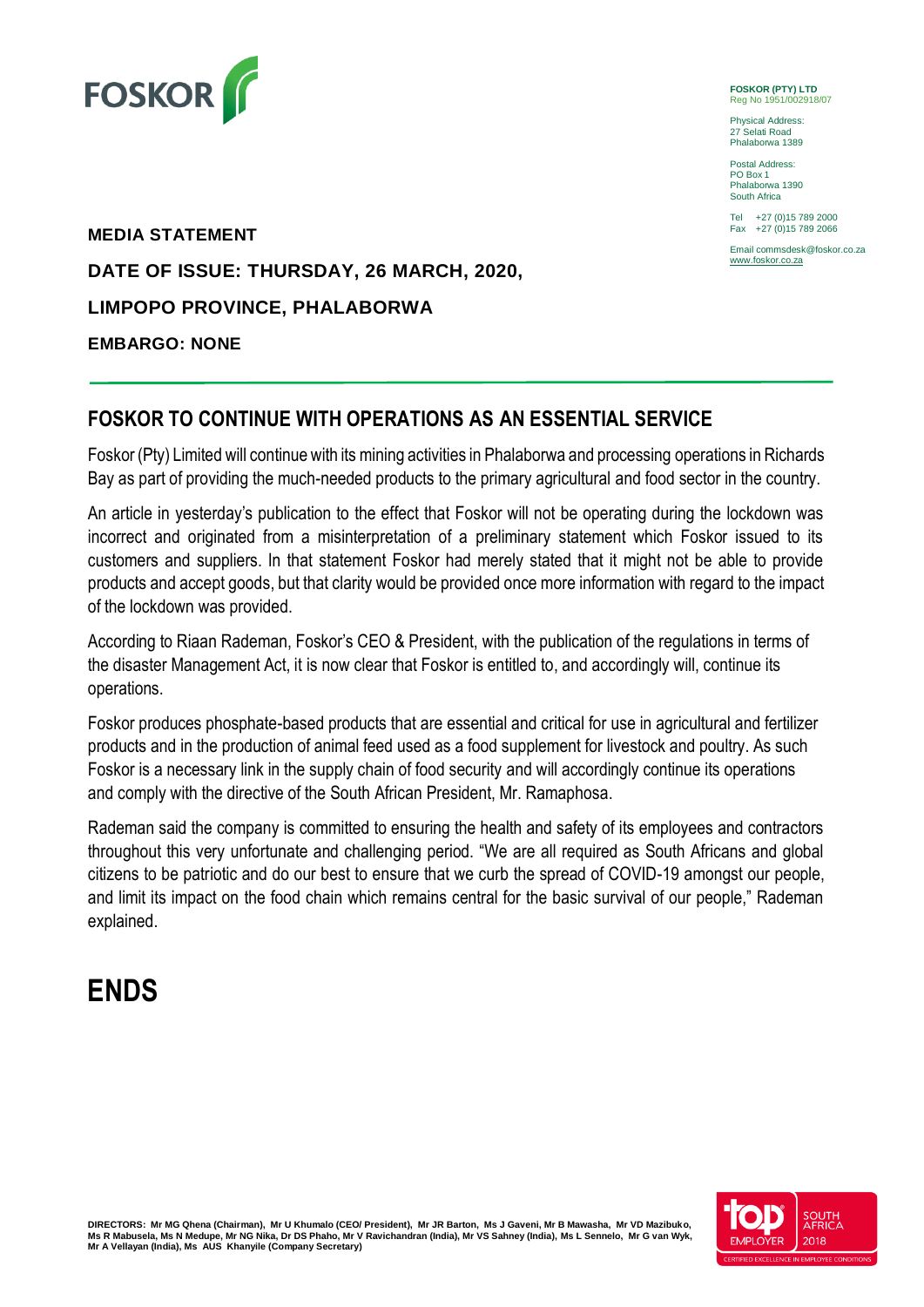FOSKOR

**FOSKOR (PTY) LTD**
Reg No 1951/002918/07

Physical Address:
27 Selati Road
Phalaborwa 1389

Postal Address:
PO Box 1
Phalaborwa 1390
South Africa

Tel +27 (0)15 789 2000
Fax +27 (0)15 789 2066

Email commsdesk@foskor.co.za
www.foskor.co.za

**MEDIA STATEMENT**

**DATE OF ISSUE: THURSDAY, 26 MARCH, 2020,**

**LIMPOPO PROVINCE, PHALABORWA**

**EMBARGO: NONE**

## FOSKOR TO CONTINUE WITH OPERATIONS AS AN ESSENTIAL SERVICE

Foskor (Pty) Limited will continue with its mining activities in Phalaborwa and processing operations in Richards Bay as part of providing the much-needed products to the primary agricultural and food sector in the country.

An article in yesterday's publication to the effect that Foskor will not be operating during the lockdown was incorrect and originated from a misinterpretation of a preliminary statement which Foskor issued to its customers and suppliers. In that statement Foskor had merely stated that it might not be able to provide products and accept goods, but that clarity would be provided once more information with regard to the impact of the lockdown was provided.

According to Riaan Rademan, Foskor's CEO & President, with the publication of the regulations in terms of the disaster Management Act, it is now clear that Foskor is entitled to, and accordingly will, continue its operations.

Foskor produces phosphate-based products that are essential and critical for use in agricultural and fertilizer products and in the production of animal feed used as a food supplement for livestock and poultry. As such Foskor is a necessary link in the supply chain of food security and will accordingly continue its operations and comply with the directive of the South African President, Mr. Ramaphosa.

Rademan said the company is committed to ensuring the health and safety of its employees and contractors throughout this very unfortunate and challenging period. "We are all required as South Africans and global citizens to be patriotic and do our best to ensure that we curb the spread of COVID-19 amongst our people, and limit its impact on the food chain which remains central for the basic survival of our people," Rademan explained.

# ENDS

**DIRECTORS: Mr MG Qhena (Chairman), Mr U Khumalo (CEO/ President), Mr JR Barton, Ms J Gaveni, Mr B Mawasha, Mr VD Mazibuko, Ms R Mabusela, Ms N Medupe, Mr NG Nika, Dr DS Phaho, Mr V Ravichandran (India), Mr VS Sahney (India), Ms L Sennelo, Mr G van Wyk, Mr A Vellayan (India), Ms AUS Khanyile (Company Secretary)**

top EMPLOYER SOUTH AFRICA 2018 CERTIFIED EXCELLENCE IN EMPLOYEE CONDITIONS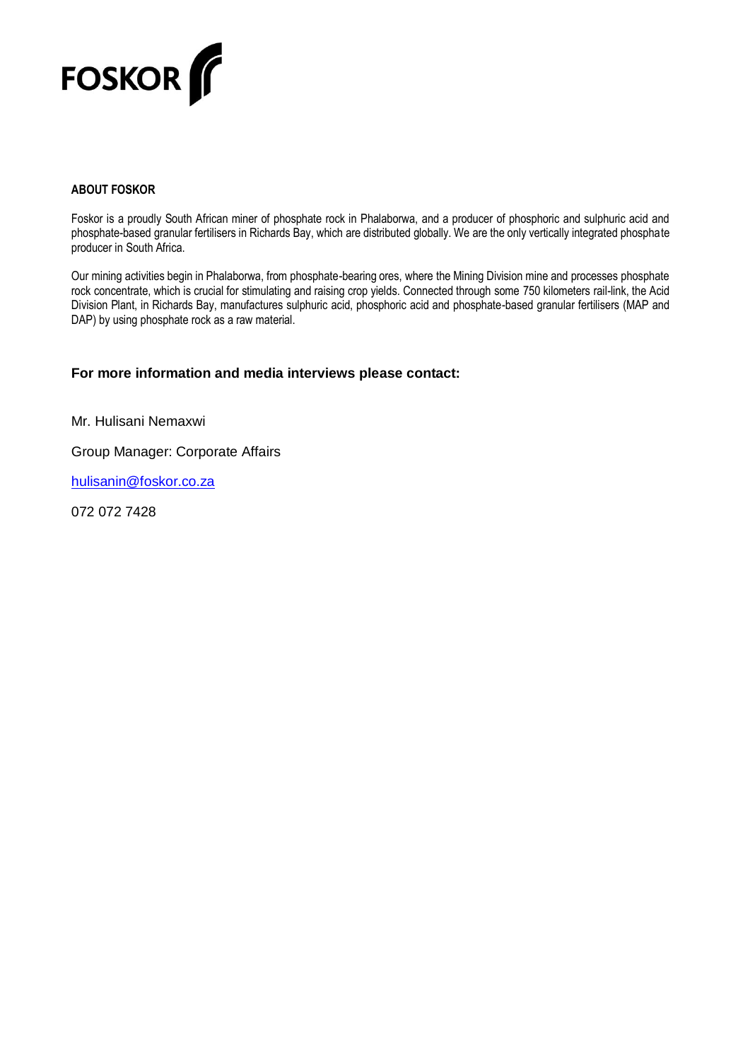FOSKOR

**ABOUT FOSKOR**

Foskor is a proudly South African miner of phosphate rock in Phalaborwa, and a producer of phosphoric and sulphuric acid and phosphate-based granular fertilisers in Richards Bay, which are distributed globally. We are the only vertically integrated phosphate producer in South Africa.

Our mining activities begin in Phalaborwa, from phosphate-bearing ores, where the Mining Division mine and processes phosphate rock concentrate, which is crucial for stimulating and raising crop yields. Connected through some 750 kilometers rail-link, the Acid Division Plant, in Richards Bay, manufactures sulphuric acid, phosphoric acid and phosphate-based granular fertilisers (MAP and DAP) by using phosphate rock as a raw material.

**For more information and media interviews please contact:**

Mr. Hulisani Nemaxwi

Group Manager: Corporate Affairs

hulisanin@foskor.co.za

072 072 7428